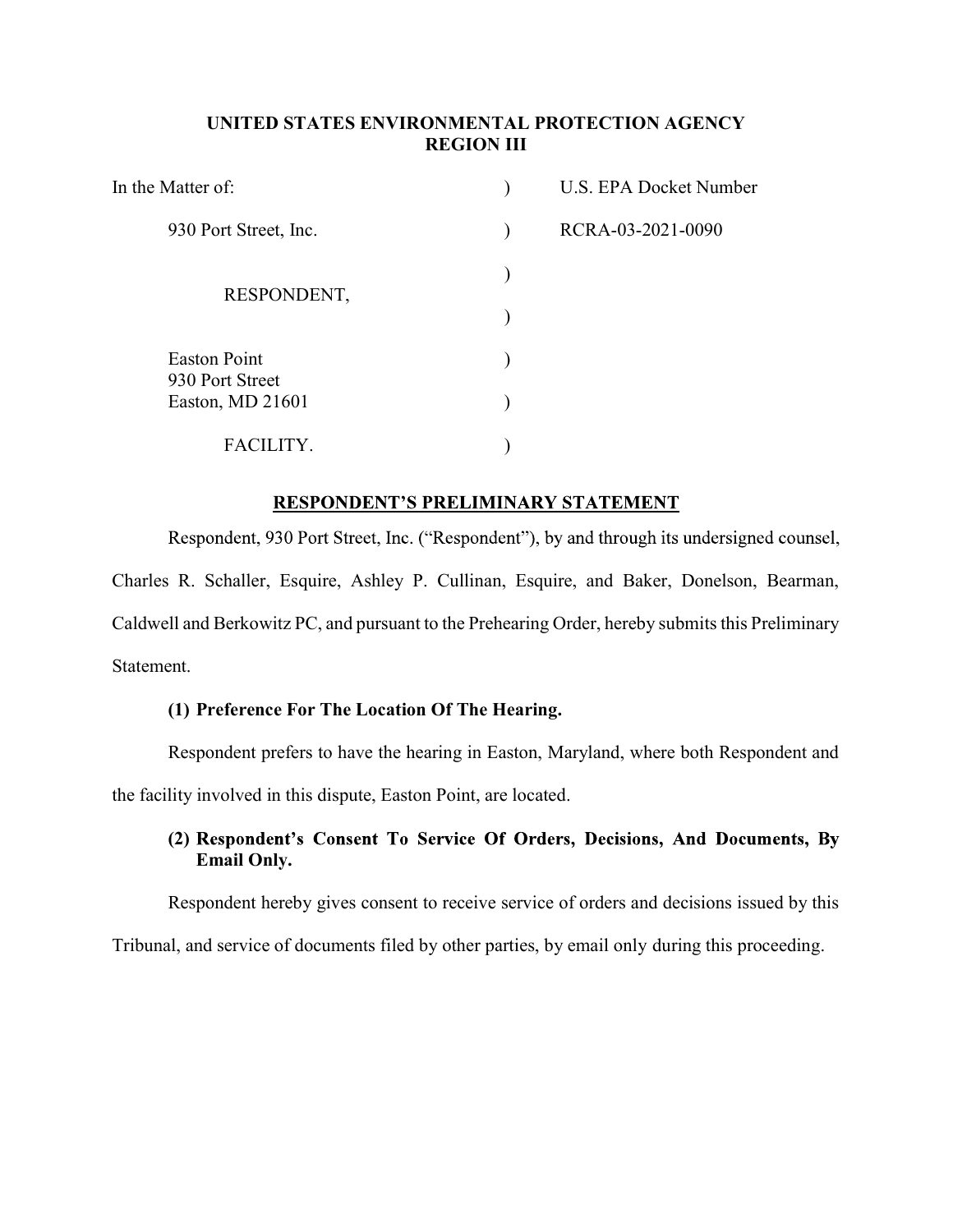**UNITED STATES ENVIRONMENTAL PROTECTION AGENCY**
**REGION III**

| | | |
|---|---|---|
| In the Matter of: | ) | U.S. EPA Docket Number |
| 930 Port Street, Inc. | ) | RCRA-03-2021-0090 |
| | ) | |
| RESPONDENT, | | |
| | ) | |
| Easton Point<br>930 Port Street | ) | |
| Easton, MD 21601 | ) | |
| FACILITY. | ) | |

## RESPONDENT'S PRELIMINARY STATEMENT

Respondent, 930 Port Street, Inc. ("Respondent"), by and through its undersigned counsel, Charles R. Schaller, Esquire, Ashley P. Cullinan, Esquire, and Baker, Donelson, Bearman, Caldwell and Berkowitz PC, and pursuant to the Prehearing Order, hereby submits this Preliminary Statement.

### (1) Preference For The Location Of The Hearing.

Respondent prefers to have the hearing in Easton, Maryland, where both Respondent and the facility involved in this dispute, Easton Point, are located.

### (2) Respondent's Consent To Service Of Orders, Decisions, And Documents, By Email Only.

Respondent hereby gives consent to receive service of orders and decisions issued by this Tribunal, and service of documents filed by other parties, by email only during this proceeding.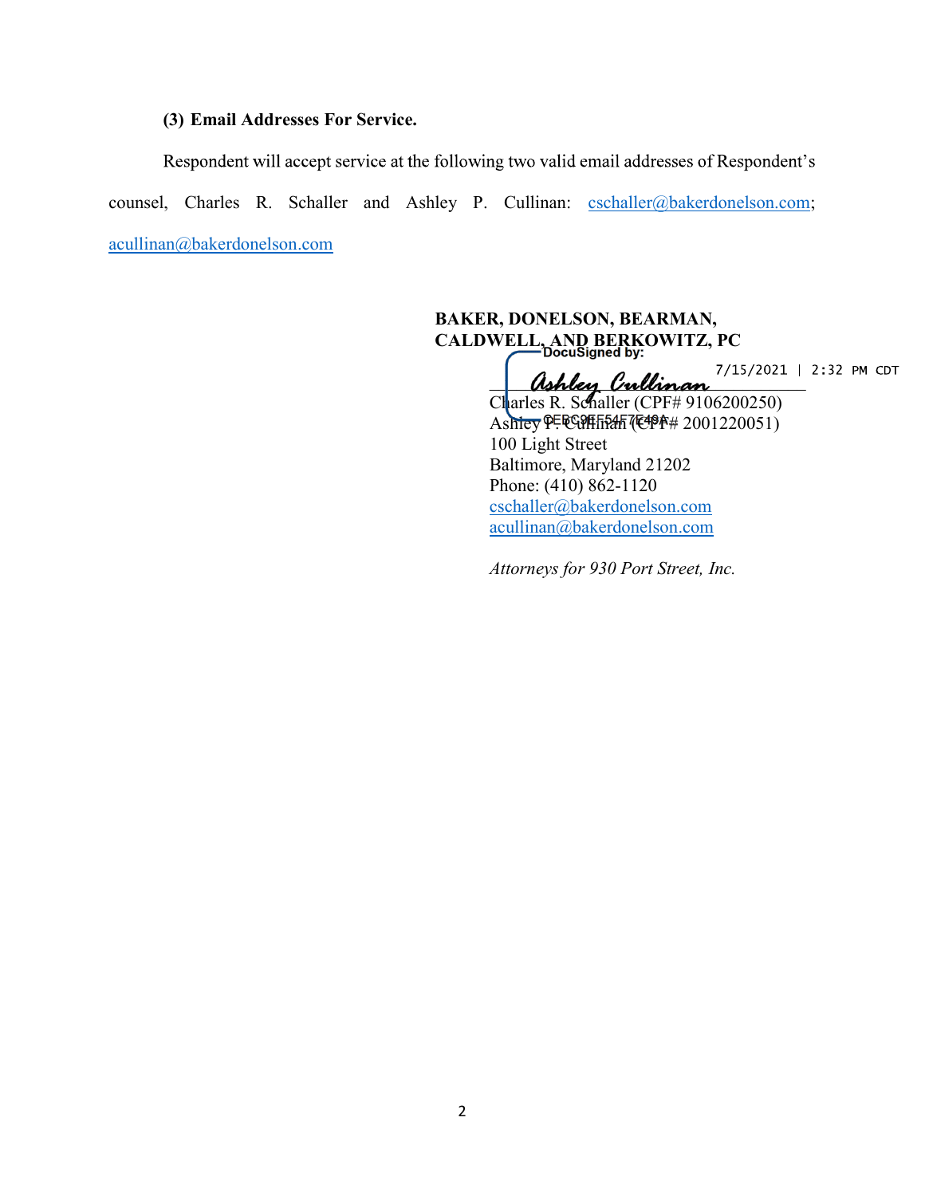**(3) Email Addresses For Service.**

Respondent will accept service at the following two valid email addresses of Respondent's counsel, Charles R. Schaller and Ashley P. Cullinan: cschaller@bakerdonelson.com; acullinan@bakerdonelson.com

**BAKER, DONELSON, BEARMAN, CALDWELL, AND BERKOWITZ, PC**

DocuSigned by:
Ashley Cullinan 7/15/2021 | 2:32 PM CDT
0EBC9EF54F7E49A

Charles R. Schaller (CPF# 9106200250)
Ashley P. Cullinan (CPF# 2001220051)
100 Light Street
Baltimore, Maryland 21202
Phone: (410) 862-1120
cschaller@bakerdonelson.com
acullinan@bakerdonelson.com

*Attorneys for 930 Port Street, Inc.*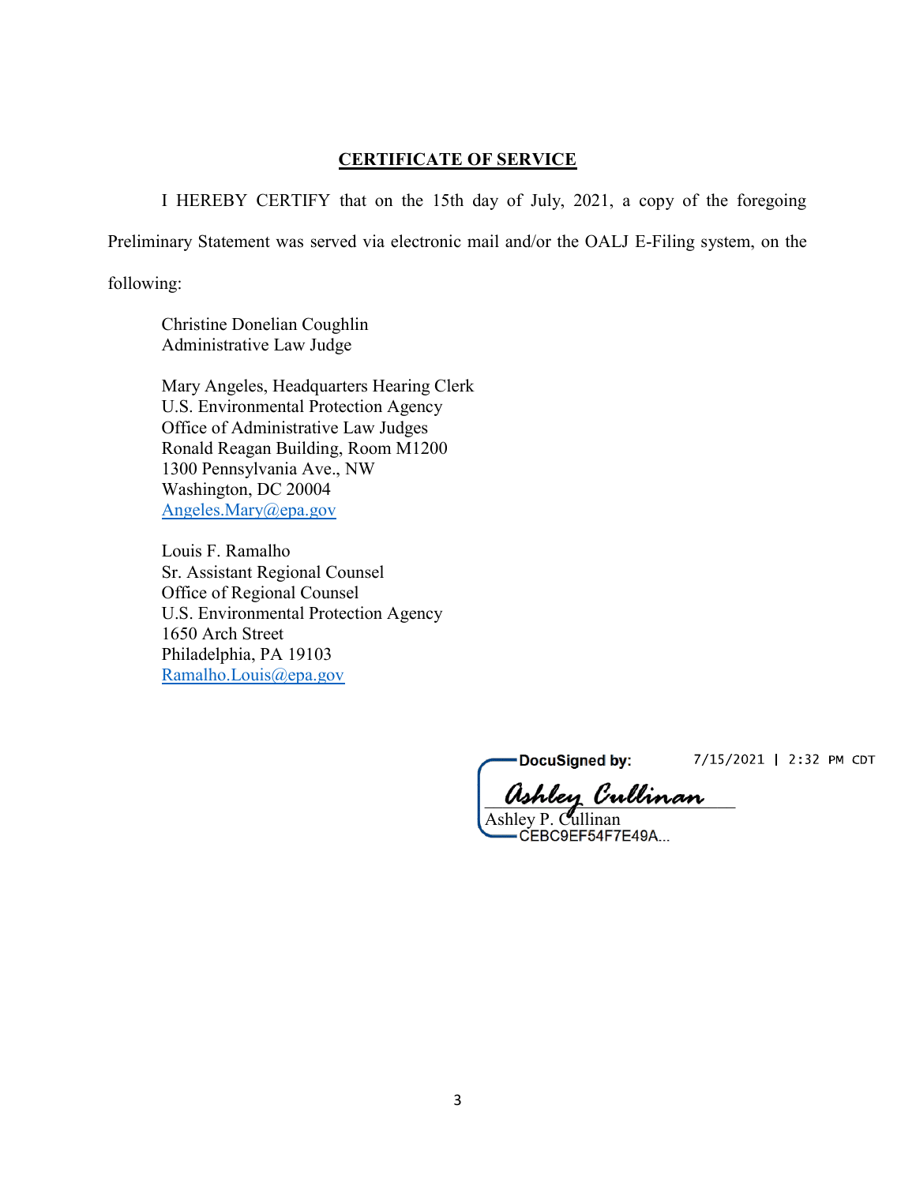**CERTIFICATE OF SERVICE**

I HEREBY CERTIFY that on the 15th day of July, 2021, a copy of the foregoing Preliminary Statement was served via electronic mail and/or the OALJ E-Filing system, on the following:

Christine Donelian Coughlin
Administrative Law Judge

Mary Angeles, Headquarters Hearing Clerk
U.S. Environmental Protection Agency
Office of Administrative Law Judges
Ronald Reagan Building, Room M1200
1300 Pennsylvania Ave., NW
Washington, DC 20004
Angeles.Mary@epa.gov

Louis F. Ramalho
Sr. Assistant Regional Counsel
Office of Regional Counsel
U.S. Environmental Protection Agency
1650 Arch Street
Philadelphia, PA 19103
Ramalho.Louis@epa.gov

DocuSigned by: 7/15/2021 | 2:32 PM CDT

Ashley Cullinan

Ashley P. Cullinan
CEBC9EF54F7E49A...